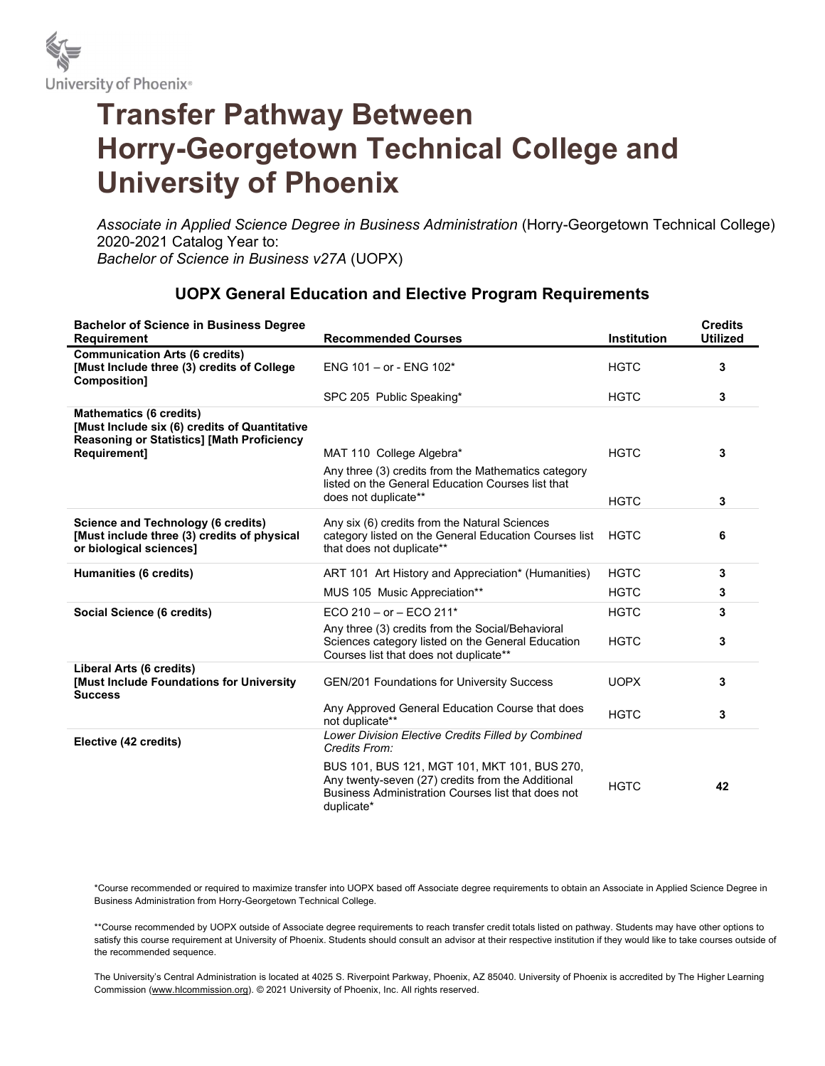# Transfer Pathway Between Horry-Georgetown Technical College and University of Phoenix

*Associate in Applied Science Degree in Business Administration* (Horry-Georgetown Technical College) 2020-2021 Catalog Year to:
*Bachelor of Science in Business v27A* (UOPX)

## UOPX General Education and Elective Program Requirements

| Bachelor of Science in Business Degree Requirement | Recommended Courses | Institution | Credits Utilized |
|---|---|---|---|
| **Communication Arts (6 credits) [Must Include three (3) credits of College Composition]** | ENG 101 – or - ENG 102* | HGTC | **3** |
| | SPC 205 Public Speaking* | HGTC | **3** |
| **Mathematics (6 credits) [Must Include six (6) credits of Quantitative Reasoning or Statistics] [Math Proficiency Requirement]** | MAT 110 College Algebra* | HGTC | **3** |
| | Any three (3) credits from the Mathematics category listed on the General Education Courses list that does not duplicate** | HGTC | **3** |
| **Science and Technology (6 credits) [Must include three (3) credits of physical or biological sciences]** | Any six (6) credits from the Natural Sciences category listed on the General Education Courses list that does not duplicate** | HGTC | **6** |
| **Humanities (6 credits)** | ART 101 Art History and Appreciation* (Humanities) | HGTC | **3** |
| | MUS 105 Music Appreciation** | HGTC | **3** |
| **Social Science (6 credits)** | ECO 210 – or – ECO 211* | HGTC | **3** |
| | Any three (3) credits from the Social/Behavioral Sciences category listed on the General Education Courses list that does not duplicate** | HGTC | **3** |
| **Liberal Arts (6 credits) [Must Include Foundations for University Success** | GEN/201 Foundations for University Success | UOPX | **3** |
| | Any Approved General Education Course that does not duplicate** | HGTC | **3** |
| **Elective (42 credits)** | *Lower Division Elective Credits Filled by Combined Credits From:* BUS 101, BUS 121, MGT 101, MKT 101, BUS 270, Any twenty-seven (27) credits from the Additional Business Administration Courses list that does not duplicate* | HGTC | **42** |

*Course recommended or required to maximize transfer into UOPX based off Associate degree requirements to obtain an Associate in Applied Science Degree in Business Administration from Horry-Georgetown Technical College.

**Course recommended by UOPX outside of Associate degree requirements to reach transfer credit totals listed on pathway. Students may have other options to satisfy this course requirement at University of Phoenix. Students should consult an advisor at their respective institution if they would like to take courses outside of the recommended sequence.

The University's Central Administration is located at 4025 S. Riverpoint Parkway, Phoenix, AZ 85040. University of Phoenix is accredited by The Higher Learning Commission (www.hlcommission.org). © 2021 University of Phoenix, Inc. All rights reserved.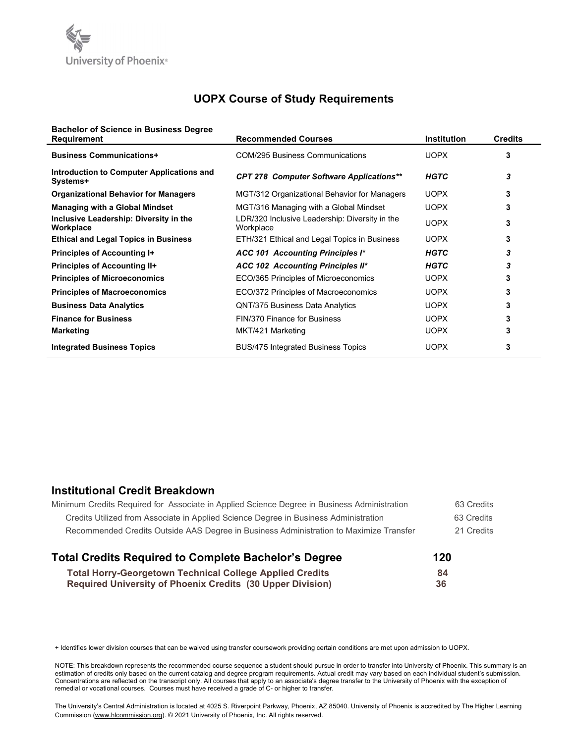## UOPX Course of Study Requirements

| Bachelor of Science in Business Degree Requirement | Recommended Courses | Institution | Credits |
|---|---|---|---|
| **Business Communications+** | COM/295 Business Communications | UOPX | **3** |
| **Introduction to Computer Applications and Systems+** | ***CPT 278 Computer Software Applications*** | ***HGTC*** | ***3*** |
| **Organizational Behavior for Managers** | MGT/312 Organizational Behavior for Managers | UOPX | **3** |
| **Managing with a Global Mindset** | MGT/316 Managing with a Global Mindset | UOPX | **3** |
| **Inclusive Leadership: Diversity in the Workplace** | LDR/320 Inclusive Leadership: Diversity in the Workplace | UOPX | **3** |
| **Ethical and Legal Topics in Business** | ETH/321 Ethical and Legal Topics in Business | UOPX | **3** |
| **Principles of Accounting I+** | ***ACC 101 Accounting Principles I**** | ***HGTC*** | ***3*** |
| **Principles of Accounting II+** | ***ACC 102 Accounting Principles II**** | ***HGTC*** | ***3*** |
| **Principles of Microeconomics** | ECO/365 Principles of Microeconomics | UOPX | **3** |
| **Principles of Macroeconomics** | ECO/372 Principles of Macroeconomics | UOPX | **3** |
| **Business Data Analytics** | QNT/375 Business Data Analytics | UOPX | **3** |
| **Finance for Business** | FIN/370 Finance for Business | UOPX | **3** |
| **Marketing** | MKT/421 Marketing | UOPX | **3** |
| **Integrated Business Topics** | BUS/475 Integrated Business Topics | UOPX | **3** |

## Institutional Credit Breakdown

| | |
|---|---|
| Minimum Credits Required for Associate in Applied Science Degree in Business Administration | 63 Credits |
| Credits Utilized from Associate in Applied Science Degree in Business Administration | 63 Credits |
| Recommended Credits Outside AAS Degree in Business Administration to Maximize Transfer | 21 Credits |

| | |
|---|---|
| **Total Credits Required to Complete Bachelor's Degree** | **120** |
| **Total Horry-Georgetown Technical College Applied Credits** | **84** |
| **Required University of Phoenix Credits (30 Upper Division)** | **36** |

+ Identifies lower division courses that can be waived using transfer coursework providing certain conditions are met upon admission to UOPX.

NOTE: This breakdown represents the recommended course sequence a student should pursue in order to transfer into University of Phoenix. This summary is an estimation of credits only based on the current catalog and degree program requirements. Actual credit may vary based on each individual student's submission. Concentrations are reflected on the transcript only. All courses that apply to an associate's degree transfer to the University of Phoenix with the exception of remedial or vocational courses. Courses must have received a grade of C- or higher to transfer.

The University's Central Administration is located at 4025 S. Riverpoint Parkway, Phoenix, AZ 85040. University of Phoenix is accredited by The Higher Learning Commission (www.hlcommission.org). © 2021 University of Phoenix, Inc. All rights reserved.